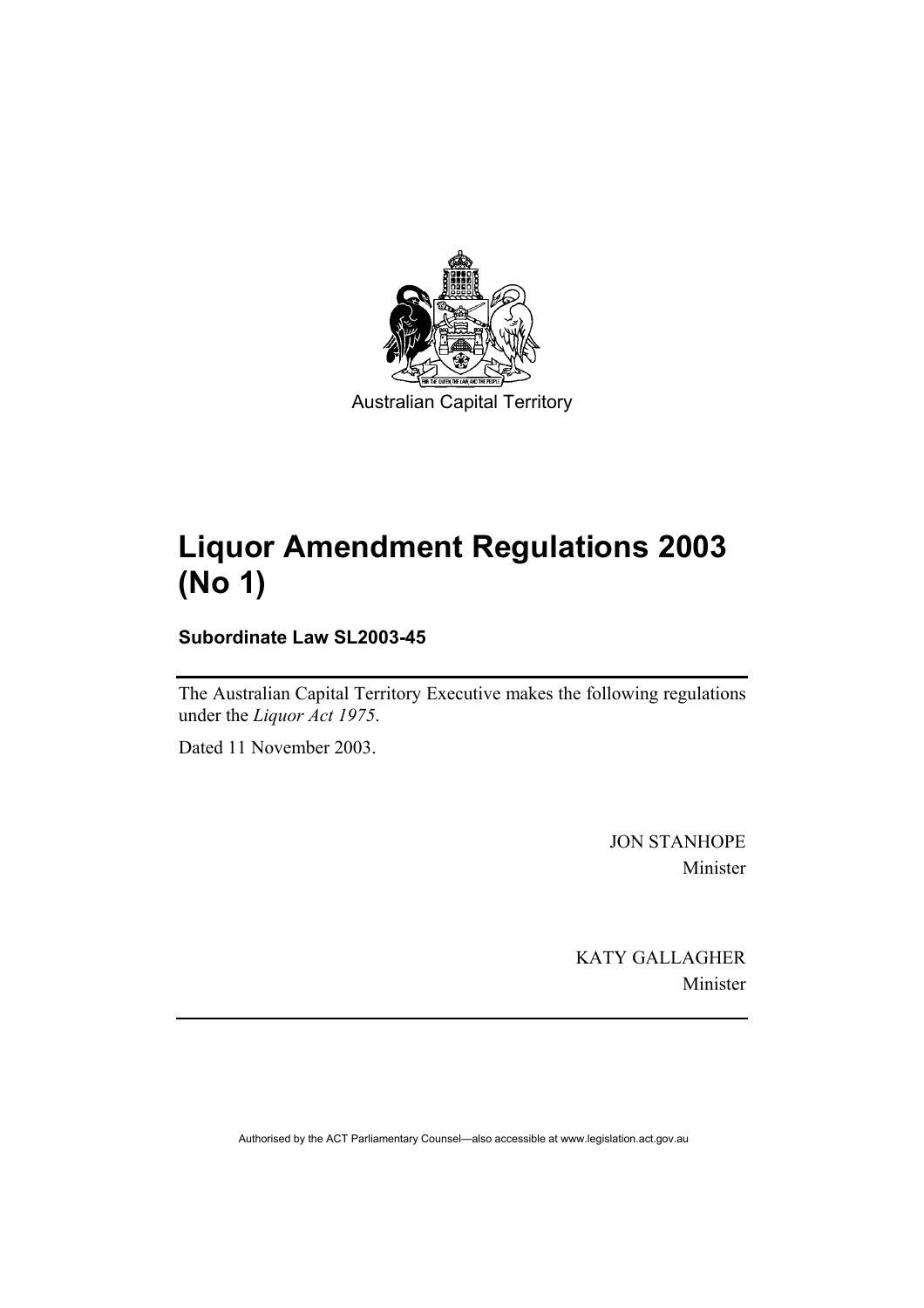Australian Capital Territory

# Liquor Amendment Regulations 2003 (No 1)

**Subordinate Law SL2003-45**

The Australian Capital Territory Executive makes the following regulations under the *Liquor Act 1975*.

Dated 11 November 2003.

JON STANHOPE
Minister

KATY GALLAGHER
Minister

Authorised by the ACT Parliamentary Counsel—also accessible at www.legislation.act.gov.au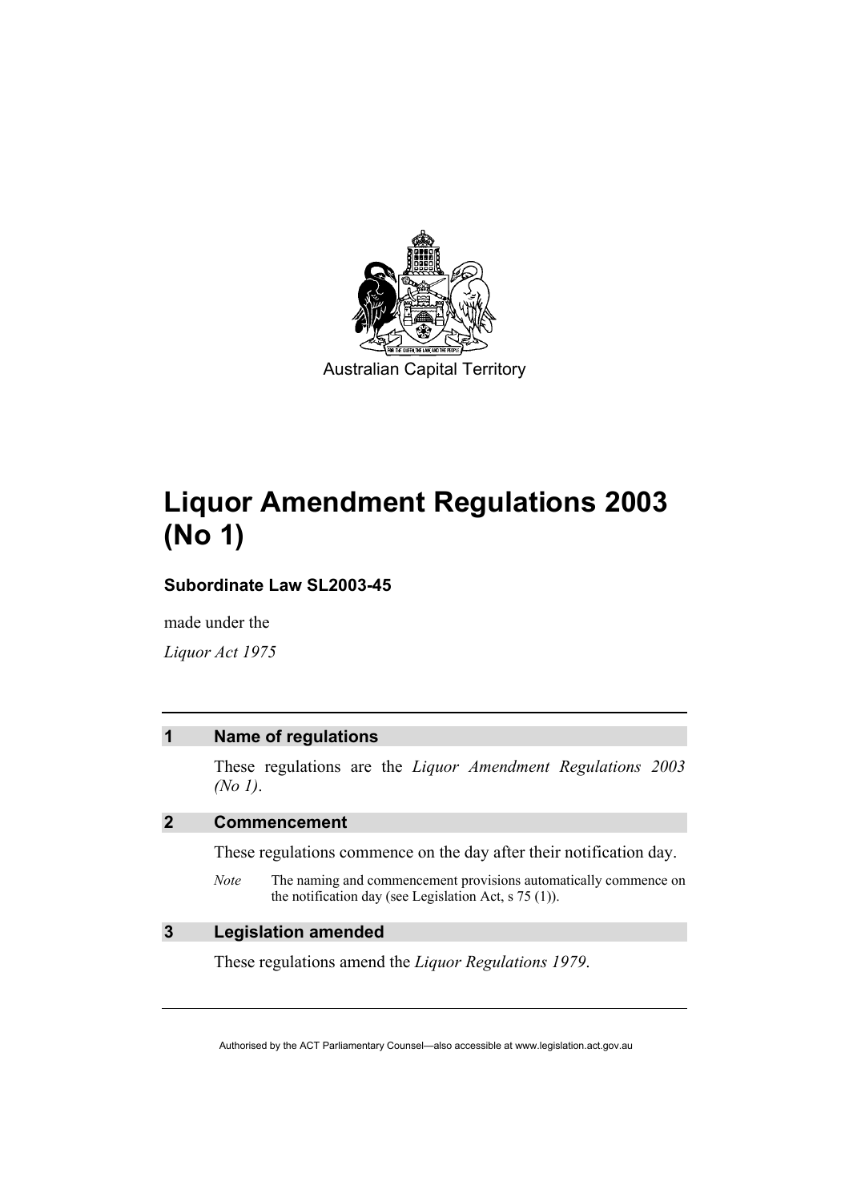Australian Capital Territory

# Liquor Amendment Regulations 2003 (No 1)

### Subordinate Law SL2003-45

made under the

*Liquor Act 1975*

## 1 Name of regulations

These regulations are the *Liquor Amendment Regulations 2003 (No 1)*.

## 2 Commencement

These regulations commence on the day after their notification day.

*Note* The naming and commencement provisions automatically commence on the notification day (see Legislation Act, s 75 (1)).

## 3 Legislation amended

These regulations amend the *Liquor Regulations 1979*.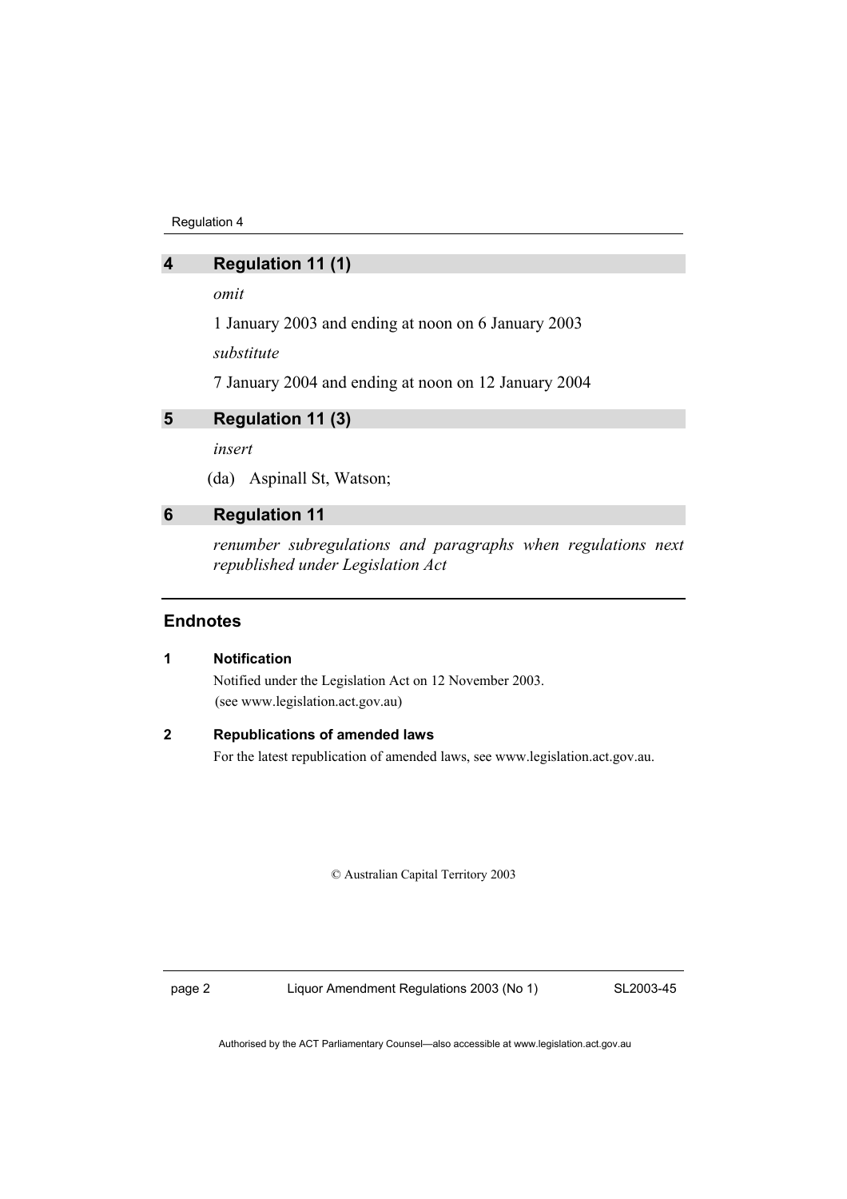## 4 Regulation 11 (1)

*omit*

1 January 2003 and ending at noon on 6 January 2003

*substitute*

7 January 2004 and ending at noon on 12 January 2004

## 5 Regulation 11 (3)

*insert*

(da) Aspinall St, Watson;

## 6 Regulation 11

*renumber subregulations and paragraphs when regulations next republished under Legislation Act*

## Endnotes

### 1 Notification

Notified under the Legislation Act on 12 November 2003.
(see www.legislation.act.gov.au)

### 2 Republications of amended laws

For the latest republication of amended laws, see www.legislation.act.gov.au.

© Australian Capital Territory 2003